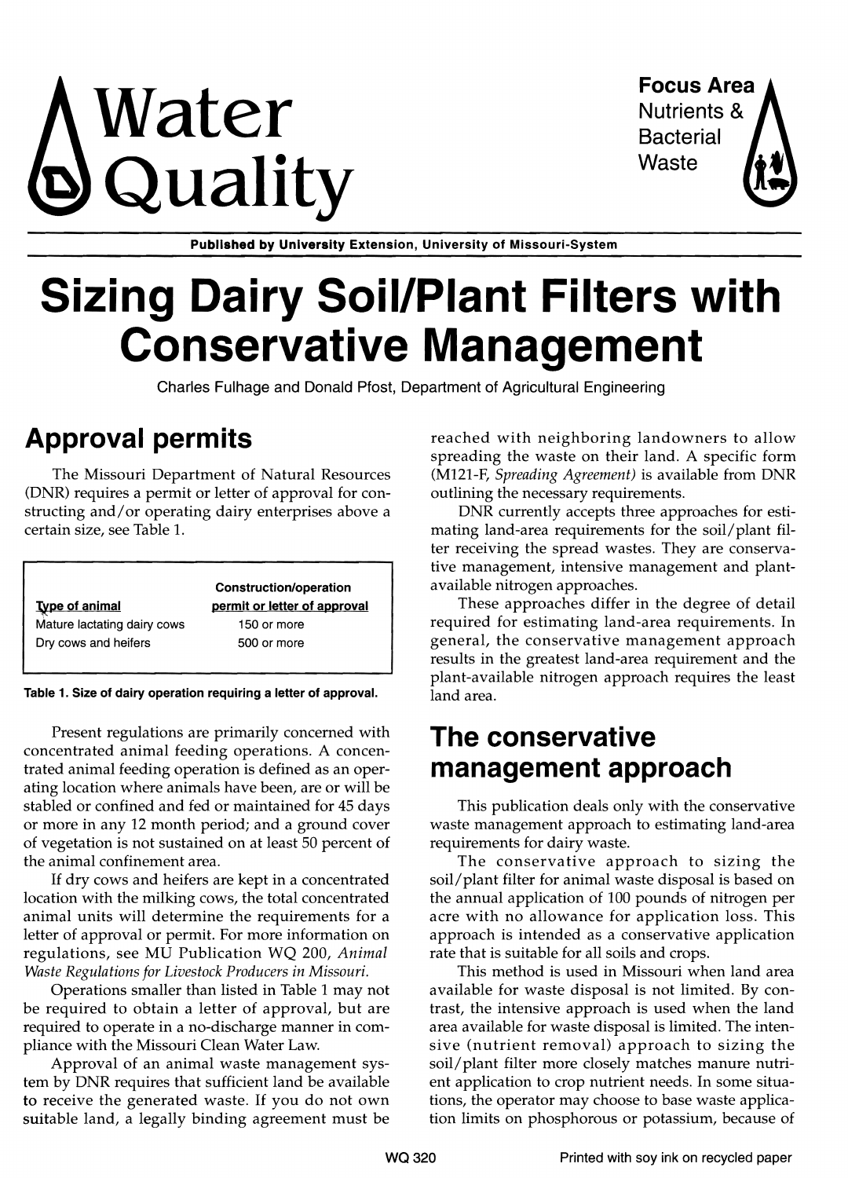# Water Quality

**Focus Area**
Nutrients & Bacterial Waste

**Published by University Extension, University of Missouri-System**

# Sizing Dairy Soil/Plant Filters with Conservative Management

Charles Fulhage and Donald Pfost, Department of Agricultural Engineering

## Approval permits

The Missouri Department of Natural Resources (DNR) requires a permit or letter of approval for constructing and/or operating dairy enterprises above a certain size, see Table 1.

| Type of animal | Construction/operation permit or letter of approval |
|---|---|
| Mature lactating dairy cows | 150 or more |
| Dry cows and heifers | 500 or more |

**Table 1. Size of dairy operation requiring a letter of approval.**

Present regulations are primarily concerned with concentrated animal feeding operations. A concentrated animal feeding operation is defined as an operating location where animals have been, are or will be stabled or confined and fed or maintained for 45 days or more in any 12 month period; and a ground cover of vegetation is not sustained on at least 50 percent of the animal confinement area.

If dry cows and heifers are kept in a concentrated location with the milking cows, the total concentrated animal units will determine the requirements for a letter of approval or permit. For more information on regulations, see MU Publication WQ 200, *Animal Waste Regulations for Livestock Producers in Missouri.*

Operations smaller than listed in Table 1 may not be required to obtain a letter of approval, but are required to operate in a no-discharge manner in compliance with the Missouri Clean Water Law.

Approval of an animal waste management system by DNR requires that sufficient land be available to receive the generated waste. If you do not own suitable land, a legally binding agreement must be reached with neighboring landowners to allow spreading the waste on their land. A specific form (M121-F, *Spreading Agreement*) is available from DNR outlining the necessary requirements.

DNR currently accepts three approaches for estimating land-area requirements for the soil/plant filter receiving the spread wastes. They are conservative management, intensive management and plant-available nitrogen approaches.

These approaches differ in the degree of detail required for estimating land-area requirements. In general, the conservative management approach results in the greatest land-area requirement and the plant-available nitrogen approach requires the least land area.

## The conservative management approach

This publication deals only with the conservative waste management approach to estimating land-area requirements for dairy waste.

The conservative approach to sizing the soil/plant filter for animal waste disposal is based on the annual application of 100 pounds of nitrogen per acre with no allowance for application loss. This approach is intended as a conservative application rate that is suitable for all soils and crops.

This method is used in Missouri when land area available for waste disposal is not limited. By contrast, the intensive approach is used when the land area available for waste disposal is limited. The intensive (nutrient removal) approach to sizing the soil/plant filter more closely matches manure nutrient application to crop nutrient needs. In some situations, the operator may choose to base waste application limits on phosphorous or potassium, because of

WQ 320

Printed with soy ink on recycled paper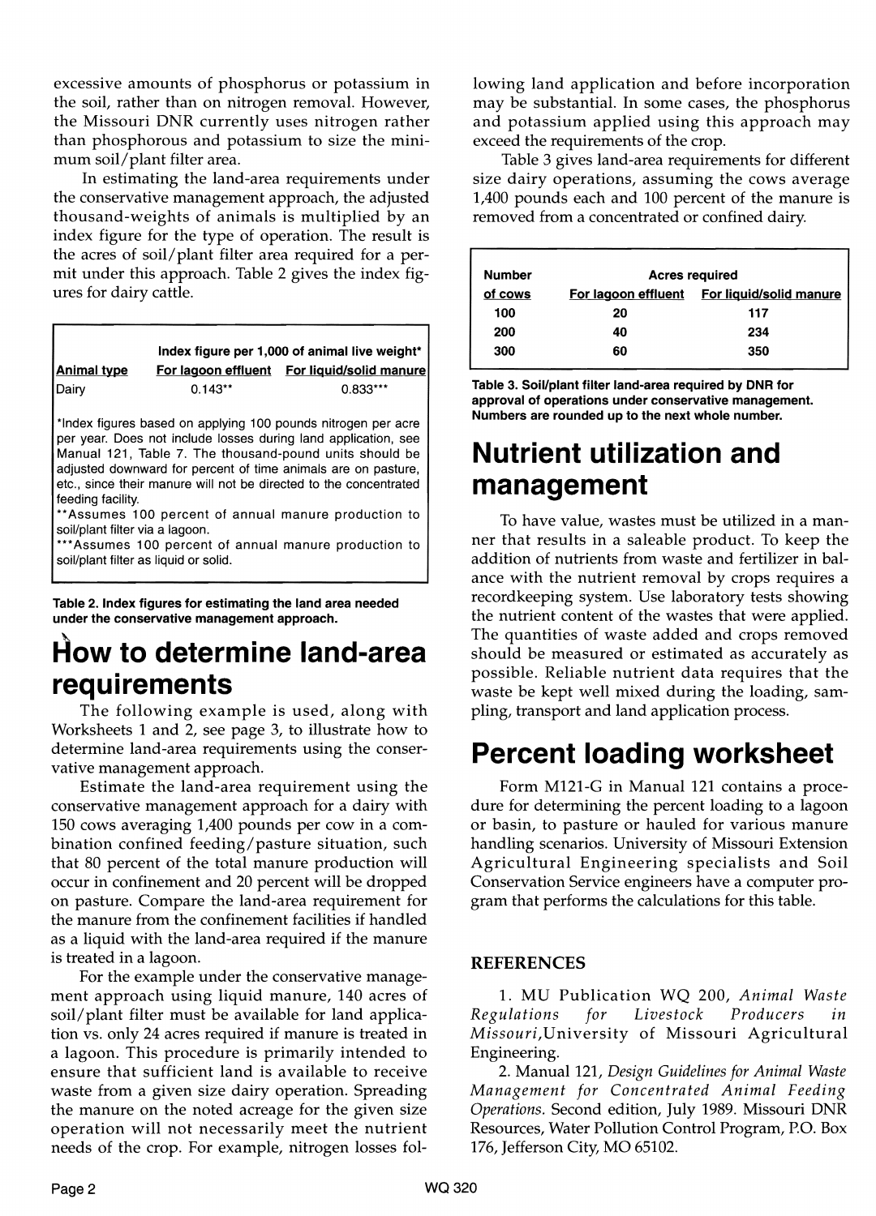excessive amounts of phosphorus or potassium in the soil, rather than on nitrogen removal. However, the Missouri DNR currently uses nitrogen rather than phosphorous and potassium to size the minimum soil/plant filter area.

In estimating the land-area requirements under the conservative management approach, the adjusted thousand-weights of animals is multiplied by an index figure for the type of operation. The result is the acres of soil/plant filter area required for a permit under this approach. Table 2 gives the index figures for dairy cattle.

| | Index figure per 1,000 of animal live weight* | |
|---|---|---|
| Animal type | For lagoon effluent | For liquid/solid manure |
| Dairy | 0.143** | 0.833*** |

*Index figures based on applying 100 pounds nitrogen per acre per year. Does not include losses during land application, see Manual 121, Table 7. The thousand-pound units should be adjusted downward for percent of time animals are on pasture, etc., since their manure will not be directed to the concentrated feeding facility.

**Assumes 100 percent of annual manure production to soil/plant filter via a lagoon.

***Assumes 100 percent of annual manure production to soil/plant filter as liquid or solid.

**Table 2. Index figures for estimating the land area needed under the conservative management approach.**

# How to determine land-area requirements

The following example is used, along with Worksheets 1 and 2, see page 3, to illustrate how to determine land-area requirements using the conservative management approach.

Estimate the land-area requirement using the conservative management approach for a dairy with 150 cows averaging 1,400 pounds per cow in a combination confined feeding/pasture situation, such that 80 percent of the total manure production will occur in confinement and 20 percent will be dropped on pasture. Compare the land-area requirement for the manure from the confinement facilities if handled as a liquid with the land-area required if the manure is treated in a lagoon.

For the example under the conservative management approach using liquid manure, 140 acres of soil/plant filter must be available for land application vs. only 24 acres required if manure is treated in a lagoon. This procedure is primarily intended to ensure that sufficient land is available to receive waste from a given size dairy operation. Spreading the manure on the noted acreage for the given size operation will not necessarily meet the nutrient needs of the crop. For example, nitrogen losses following land application and before incorporation may be substantial. In some cases, the phosphorus and potassium applied using this approach may exceed the requirements of the crop.

Table 3 gives land-area requirements for different size dairy operations, assuming the cows average 1,400 pounds each and 100 percent of the manure is removed from a concentrated or confined dairy.

| Number | Acres required | |
|---|---|---|
| of cows | For lagoon effluent | For liquid/solid manure |
| 100 | 20 | 117 |
| 200 | 40 | 234 |
| 300 | 60 | 350 |

**Table 3. Soil/plant filter land-area required by DNR for approval of operations under conservative management. Numbers are rounded up to the next whole number.**

# Nutrient utilization and management

To have value, wastes must be utilized in a manner that results in a saleable product. To keep the addition of nutrients from waste and fertilizer in balance with the nutrient removal by crops requires a recordkeeping system. Use laboratory tests showing the nutrient content of the wastes that were applied. The quantities of waste added and crops removed should be measured or estimated as accurately as possible. Reliable nutrient data requires that the waste be kept well mixed during the loading, sampling, transport and land application process.

# Percent loading worksheet

Form M121-G in Manual 121 contains a procedure for determining the percent loading to a lagoon or basin, to pasture or hauled for various manure handling scenarios. University of Missouri Extension Agricultural Engineering specialists and Soil Conservation Service engineers have a computer program that performs the calculations for this table.

### REFERENCES

1. MU Publication WQ 200, *Animal Waste Regulations for Livestock Producers in Missouri*, University of Missouri Agricultural Engineering.

2. Manual 121, *Design Guidelines for Animal Waste Management for Concentrated Animal Feeding Operations.* Second edition, July 1989. Missouri DNR Resources, Water Pollution Control Program, P.O. Box 176, Jefferson City, MO 65102.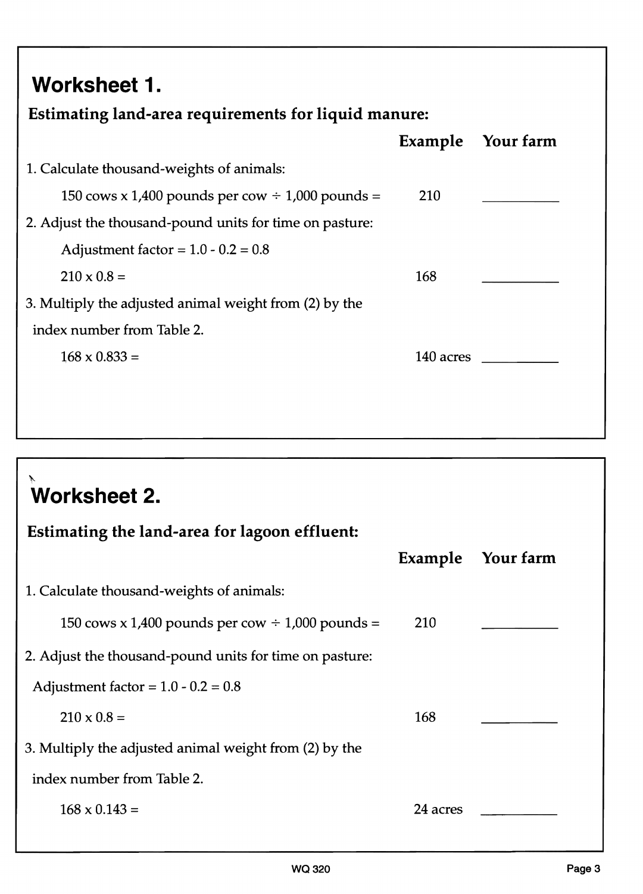## Worksheet 1.

**Estimating land-area requirements for liquid manure:**

| | Example | Your farm |
|---|---|---|
| 1. Calculate thousand-weights of animals: | | |
| 150 cows x 1,400 pounds per cow ÷ 1,000 pounds = | 210 | ________ |
| 2. Adjust the thousand-pound units for time on pasture: | | |
| Adjustment factor = 1.0 - 0.2 = 0.8 | | |
| 210 x 0.8 = | 168 | ________ |
| 3. Multiply the adjusted animal weight from (2) by the index number from Table 2. | | |
| 168 x 0.833 = | 140 acres | ________ |

## Worksheet 2.

**Estimating the land-area for lagoon effluent:**

| | Example | Your farm |
|---|---|---|
| 1. Calculate thousand-weights of animals: | | |
| 150 cows x 1,400 pounds per cow ÷ 1,000 pounds = | 210 | ________ |
| 2. Adjust the thousand-pound units for time on pasture: | | |
| Adjustment factor = 1.0 - 0.2 = 0.8 | | |
| 210 x 0.8 = | 168 | ________ |
| 3. Multiply the adjusted animal weight from (2) by the index number from Table 2. | | |
| 168 x 0.143 = | 24 acres | ________ |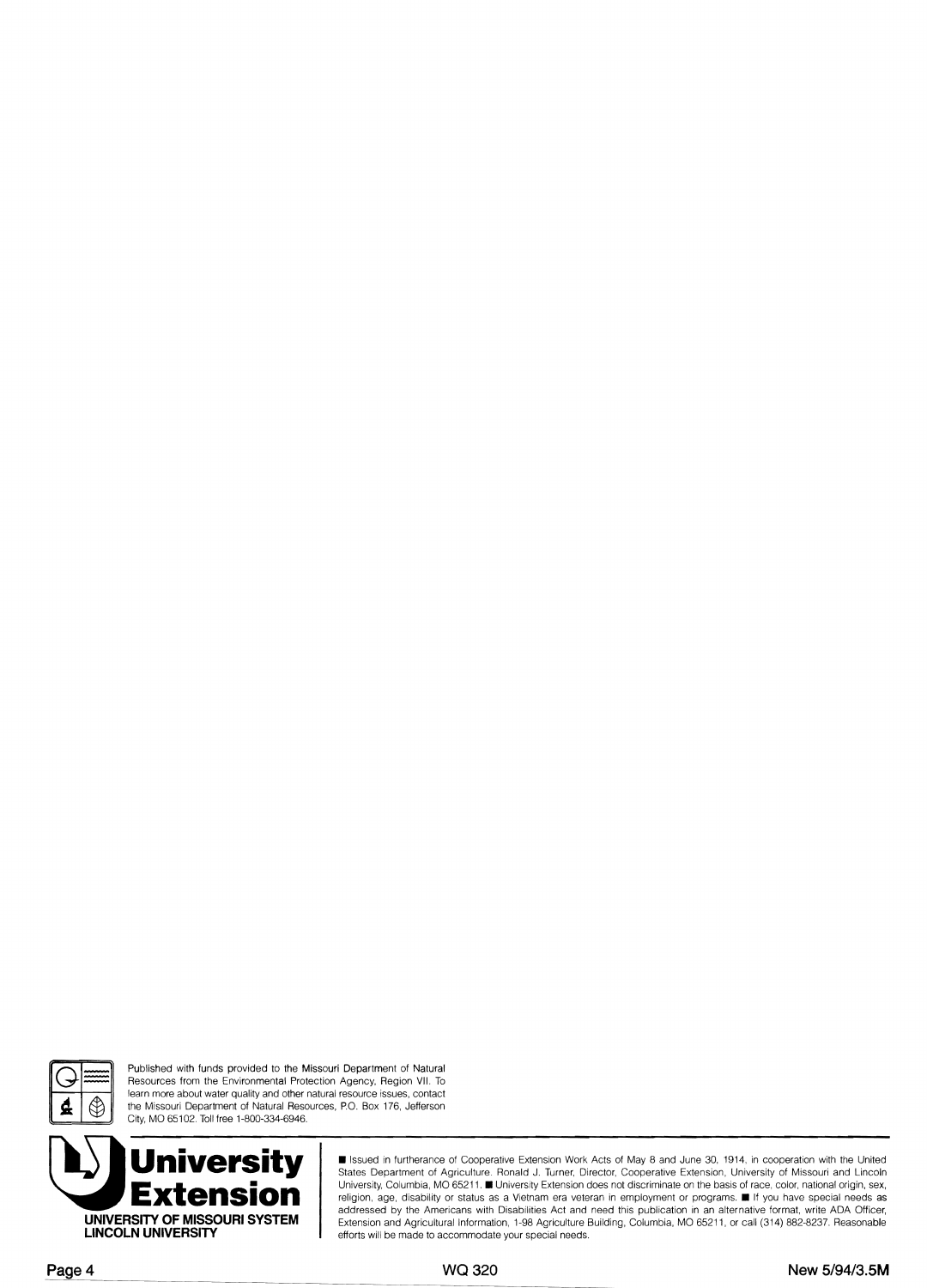Published with funds provided to the Missouri Department of Natural Resources from the Environmental Protection Agency, Region VII. To learn more about water quality and other natural resource issues, contact the Missouri Department of Natural Resources, P.O. Box 176, Jefferson City, MO 65102. Toll free 1-800-334-6946.

**University Extension**

**UNIVERSITY OF MISSOURI SYSTEM**
**LINCOLN UNIVERSITY**

■ Issued in furtherance of Cooperative Extension Work Acts of May 8 and June 30, 1914, in cooperation with the United States Department of Agriculture. Ronald J. Turner, Director, Cooperative Extension, University of Missouri and Lincoln University, Columbia, MO 65211. ■ University Extension does not discriminate on the basis of race, color, national origin, sex, religion, age, disability or status as a Vietnam era veteran in employment or programs. ■ If you have special needs as addressed by the Americans with Disabilities Act and need this publication in an alternative format, write ADA Officer, Extension and Agricultural Information, 1-98 Agriculture Building, Columbia, MO 65211, or call (314) 882-8237. Reasonable efforts will be made to accommodate your special needs.

WQ 320 New 5/94/3.5M